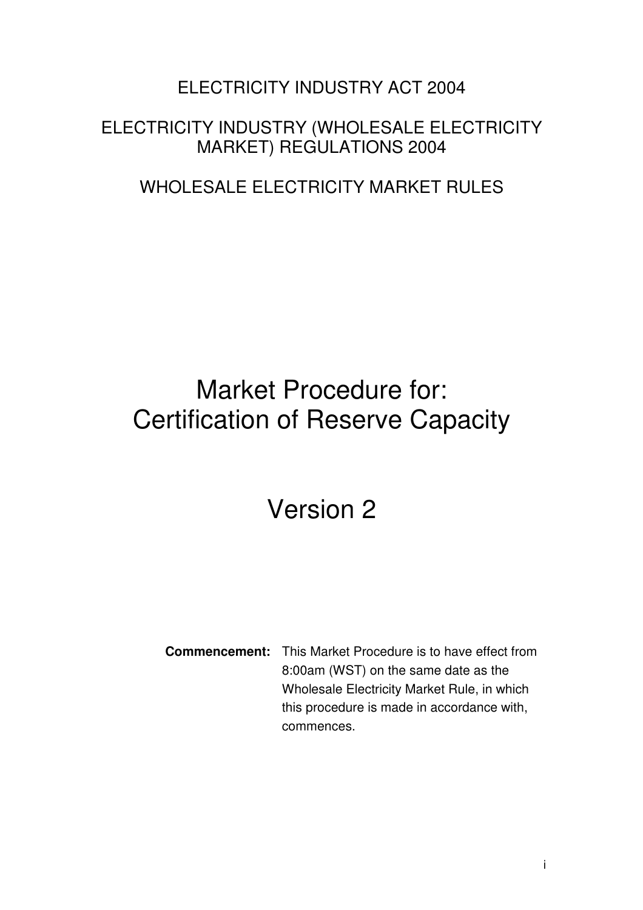ELECTRICITY INDUSTRY ACT 2004

ELECTRICITY INDUSTRY (WHOLESALE ELECTRICITY MARKET) REGULATIONS 2004

WHOLESALE ELECTRICITY MARKET RULES

# Market Procedure for: Certification of Reserve Capacity

# Version 2

**Commencement:** This Market Procedure is to have effect from 8:00am (WST) on the same date as the Wholesale Electricity Market Rule, in which this procedure is made in accordance with, commences.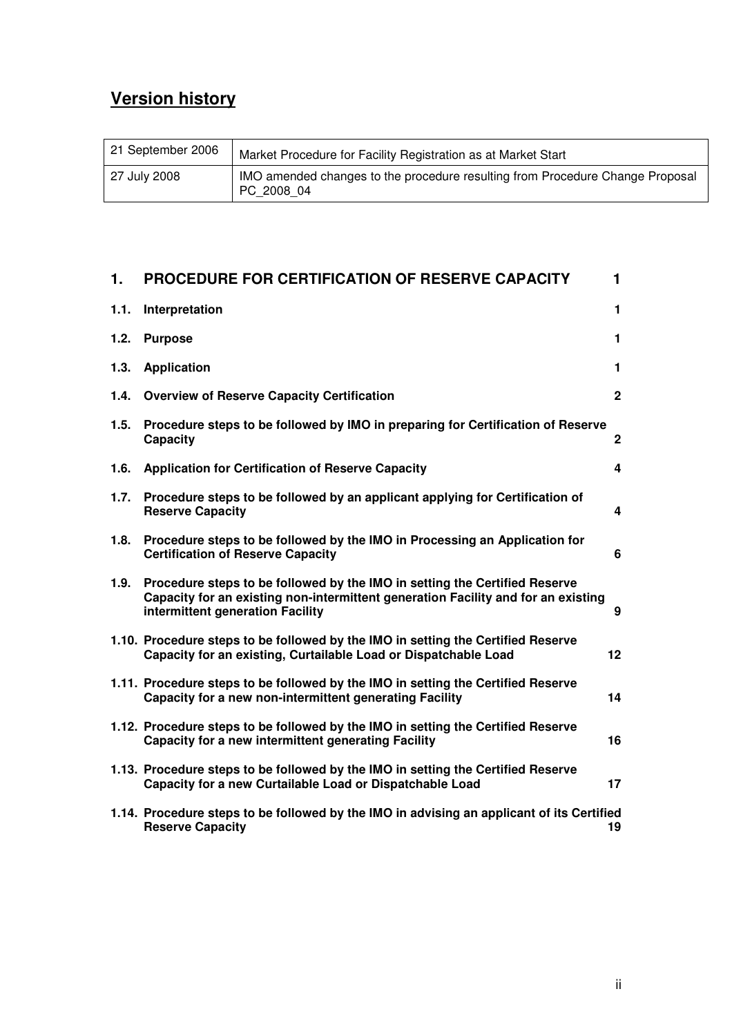## Version history

| | |
|---|---|
| 21 September 2006 | Market Procedure for Facility Registration as at Market Start |
| 27 July 2008 | IMO amended changes to the procedure resulting from Procedure Change Proposal PC_2008_04 |

| | | |
|---|---|---|
| **1.** | **PROCEDURE FOR CERTIFICATION OF RESERVE CAPACITY** | **1** |
| **1.1.** | **Interpretation** | **1** |
| **1.2.** | **Purpose** | **1** |
| **1.3.** | **Application** | **1** |
| **1.4.** | **Overview of Reserve Capacity Certification** | **2** |
| **1.5.** | **Procedure steps to be followed by IMO in preparing for Certification of Reserve Capacity** | **2** |
| **1.6.** | **Application for Certification of Reserve Capacity** | **4** |
| **1.7.** | **Procedure steps to be followed by an applicant applying for Certification of Reserve Capacity** | **4** |
| **1.8.** | **Procedure steps to be followed by the IMO in Processing an Application for Certification of Reserve Capacity** | **6** |
| **1.9.** | **Procedure steps to be followed by the IMO in setting the Certified Reserve Capacity for an existing non-intermittent generation Facility and for an existing intermittent generation Facility** | **9** |
| **1.10.** | **Procedure steps to be followed by the IMO in setting the Certified Reserve Capacity for an existing, Curtailable Load or Dispatchable Load** | **12** |
| **1.11.** | **Procedure steps to be followed by the IMO in setting the Certified Reserve Capacity for a new non-intermittent generating Facility** | **14** |
| **1.12.** | **Procedure steps to be followed by the IMO in setting the Certified Reserve Capacity for a new intermittent generating Facility** | **16** |
| **1.13.** | **Procedure steps to be followed by the IMO in setting the Certified Reserve Capacity for a new Curtailable Load or Dispatchable Load** | **17** |
| **1.14.** | **Procedure steps to be followed by the IMO in advising an applicant of its Certified Reserve Capacity** | **19** |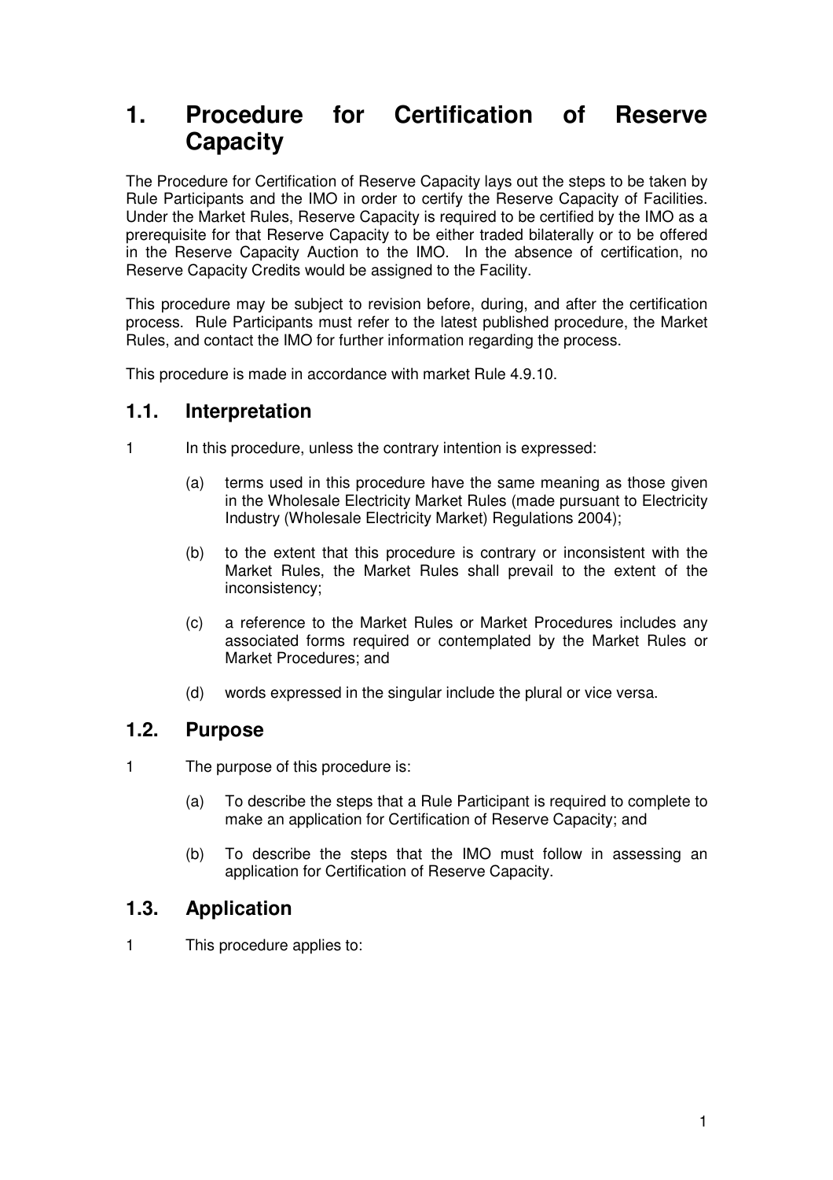# 1. Procedure for Certification of Reserve Capacity

The Procedure for Certification of Reserve Capacity lays out the steps to be taken by Rule Participants and the IMO in order to certify the Reserve Capacity of Facilities. Under the Market Rules, Reserve Capacity is required to be certified by the IMO as a prerequisite for that Reserve Capacity to be either traded bilaterally or to be offered in the Reserve Capacity Auction to the IMO. In the absence of certification, no Reserve Capacity Credits would be assigned to the Facility.

This procedure may be subject to revision before, during, and after the certification process. Rule Participants must refer to the latest published procedure, the Market Rules, and contact the IMO for further information regarding the process.

This procedure is made in accordance with market Rule 4.9.10.

## 1.1. Interpretation

1 In this procedure, unless the contrary intention is expressed:

(a) terms used in this procedure have the same meaning as those given in the Wholesale Electricity Market Rules (made pursuant to Electricity Industry (Wholesale Electricity Market) Regulations 2004);

(b) to the extent that this procedure is contrary or inconsistent with the Market Rules, the Market Rules shall prevail to the extent of the inconsistency;

(c) a reference to the Market Rules or Market Procedures includes any associated forms required or contemplated by the Market Rules or Market Procedures; and

(d) words expressed in the singular include the plural or vice versa.

## 1.2. Purpose

1 The purpose of this procedure is:

(a) To describe the steps that a Rule Participant is required to complete to make an application for Certification of Reserve Capacity; and

(b) To describe the steps that the IMO must follow in assessing an application for Certification of Reserve Capacity.

## 1.3. Application

1 This procedure applies to: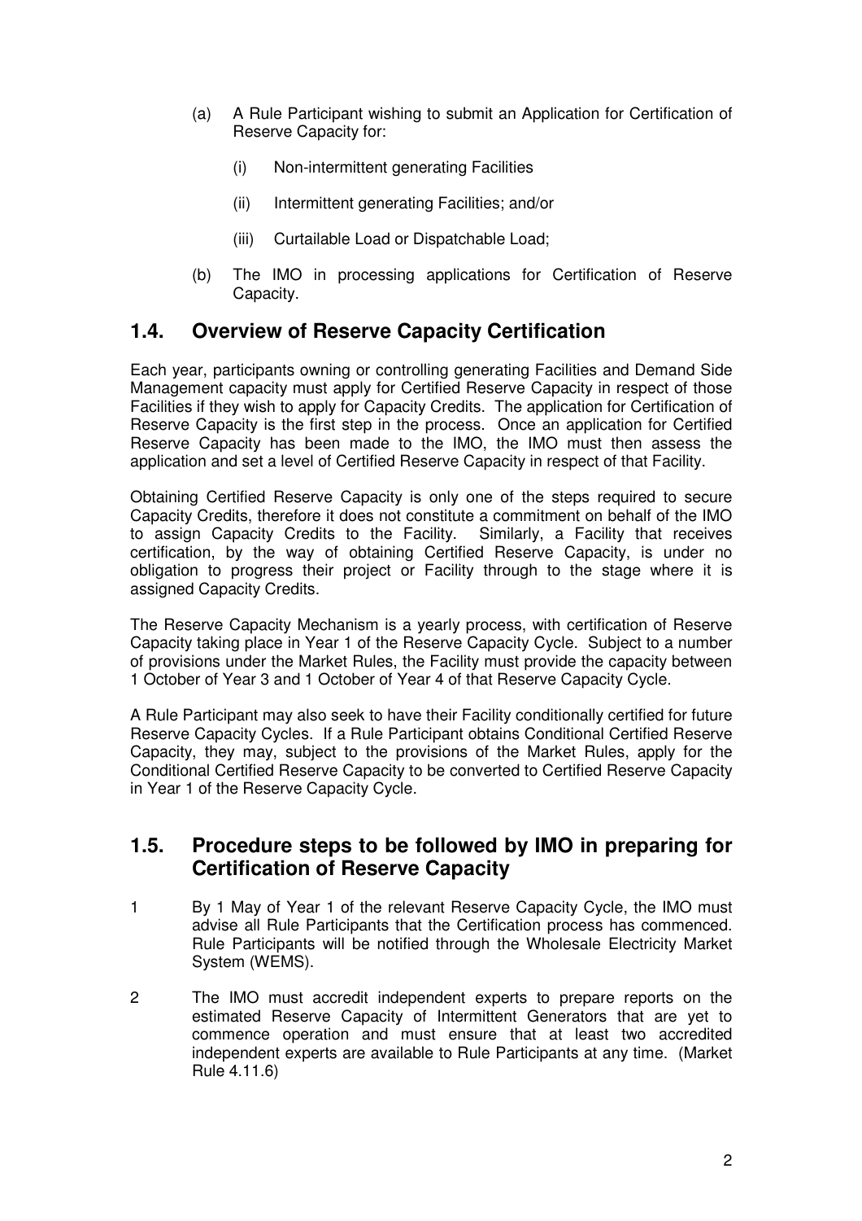(a) A Rule Participant wishing to submit an Application for Certification of Reserve Capacity for:

   (i) Non-intermittent generating Facilities

   (ii) Intermittent generating Facilities; and/or

   (iii) Curtailable Load or Dispatchable Load;

(b) The IMO in processing applications for Certification of Reserve Capacity.

## 1.4. Overview of Reserve Capacity Certification

Each year, participants owning or controlling generating Facilities and Demand Side Management capacity must apply for Certified Reserve Capacity in respect of those Facilities if they wish to apply for Capacity Credits. The application for Certification of Reserve Capacity is the first step in the process. Once an application for Certified Reserve Capacity has been made to the IMO, the IMO must then assess the application and set a level of Certified Reserve Capacity in respect of that Facility.

Obtaining Certified Reserve Capacity is only one of the steps required to secure Capacity Credits, therefore it does not constitute a commitment on behalf of the IMO to assign Capacity Credits to the Facility. Similarly, a Facility that receives certification, by the way of obtaining Certified Reserve Capacity, is under no obligation to progress their project or Facility through to the stage where it is assigned Capacity Credits.

The Reserve Capacity Mechanism is a yearly process, with certification of Reserve Capacity taking place in Year 1 of the Reserve Capacity Cycle. Subject to a number of provisions under the Market Rules, the Facility must provide the capacity between 1 October of Year 3 and 1 October of Year 4 of that Reserve Capacity Cycle.

A Rule Participant may also seek to have their Facility conditionally certified for future Reserve Capacity Cycles. If a Rule Participant obtains Conditional Certified Reserve Capacity, they may, subject to the provisions of the Market Rules, apply for the Conditional Certified Reserve Capacity to be converted to Certified Reserve Capacity in Year 1 of the Reserve Capacity Cycle.

## 1.5. Procedure steps to be followed by IMO in preparing for Certification of Reserve Capacity

1 By 1 May of Year 1 of the relevant Reserve Capacity Cycle, the IMO must advise all Rule Participants that the Certification process has commenced. Rule Participants will be notified through the Wholesale Electricity Market System (WEMS).

2 The IMO must accredit independent experts to prepare reports on the estimated Reserve Capacity of Intermittent Generators that are yet to commence operation and must ensure that at least two accredited independent experts are available to Rule Participants at any time. (Market Rule 4.11.6)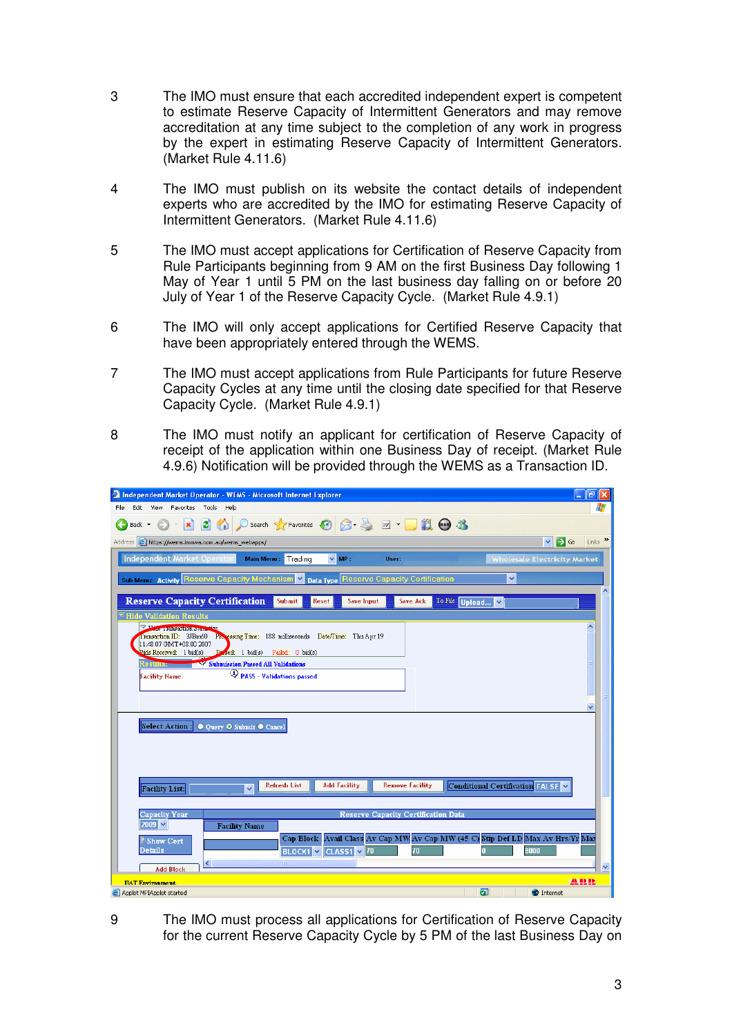3 The IMO must ensure that each accredited independent expert is competent to estimate Reserve Capacity of Intermittent Generators and may remove accreditation at any time subject to the completion of any work in progress by the expert in estimating Reserve Capacity of Intermittent Generators. (Market Rule 4.11.6)

4 The IMO must publish on its website the contact details of independent experts who are accredited by the IMO for estimating Reserve Capacity of Intermittent Generators. (Market Rule 4.11.6)

5 The IMO must accept applications for Certification of Reserve Capacity from Rule Participants beginning from 9 AM on the first Business Day following 1 May of Year 1 until 5 PM on the last business day falling on or before 20 July of Year 1 of the Reserve Capacity Cycle. (Market Rule 4.9.1)

6 The IMO will only accept applications for Certified Reserve Capacity that have been appropriately entered through the WEMS.

7 The IMO must accept applications from Rule Participants for future Reserve Capacity Cycles at any time until the closing date specified for that Reserve Capacity Cycle. (Market Rule 4.9.1)

8 The IMO must notify an applicant for certification of Reserve Capacity of receipt of the application within one Business Day of receipt. (Market Rule 4.9.6) Notification will be provided through the WEMS as a Transaction ID.

9 The IMO must process all applications for Certification of Reserve Capacity for the current Reserve Capacity Cycle by 5 PM of the last Business Day on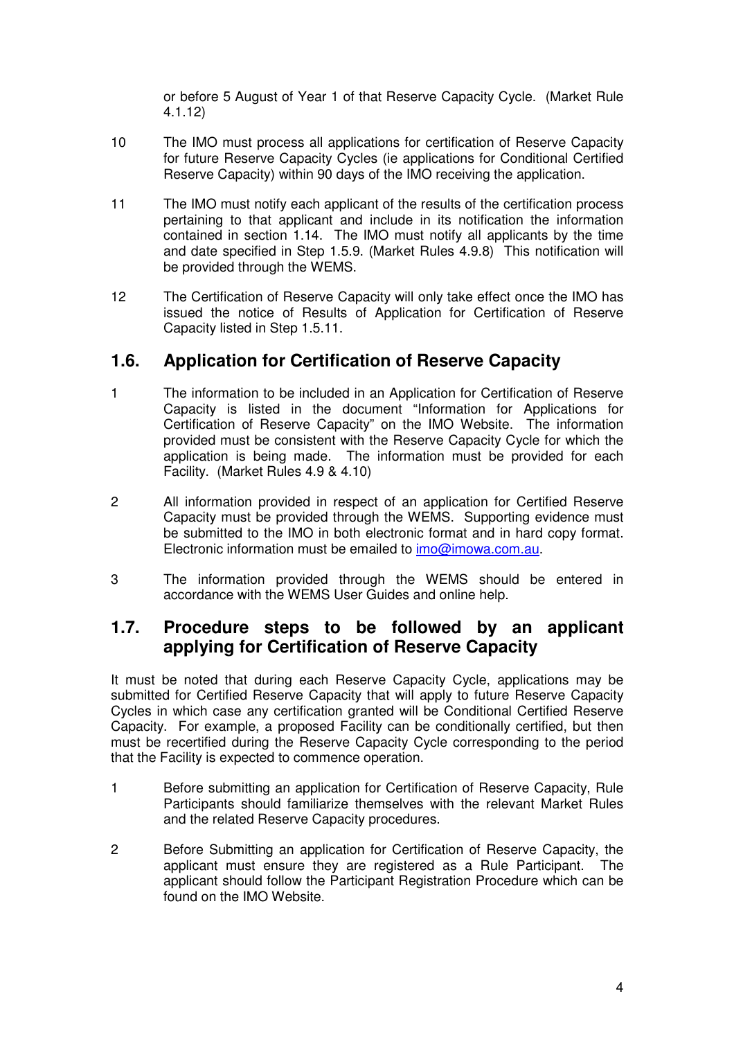or before 5 August of Year 1 of that Reserve Capacity Cycle. (Market Rule 4.1.12)

10 The IMO must process all applications for certification of Reserve Capacity for future Reserve Capacity Cycles (ie applications for Conditional Certified Reserve Capacity) within 90 days of the IMO receiving the application.

11 The IMO must notify each applicant of the results of the certification process pertaining to that applicant and include in its notification the information contained in section 1.14. The IMO must notify all applicants by the time and date specified in Step 1.5.9. (Market Rules 4.9.8) This notification will be provided through the WEMS.

12 The Certification of Reserve Capacity will only take effect once the IMO has issued the notice of Results of Application for Certification of Reserve Capacity listed in Step 1.5.11.

## 1.6. Application for Certification of Reserve Capacity

1 The information to be included in an Application for Certification of Reserve Capacity is listed in the document "Information for Applications for Certification of Reserve Capacity" on the IMO Website. The information provided must be consistent with the Reserve Capacity Cycle for which the application is being made. The information must be provided for each Facility. (Market Rules 4.9 & 4.10)

2 All information provided in respect of an application for Certified Reserve Capacity must be provided through the WEMS. Supporting evidence must be submitted to the IMO in both electronic format and in hard copy format. Electronic information must be emailed to imo@imowa.com.au.

3 The information provided through the WEMS should be entered in accordance with the WEMS User Guides and online help.

## 1.7. Procedure steps to be followed by an applicant applying for Certification of Reserve Capacity

It must be noted that during each Reserve Capacity Cycle, applications may be submitted for Certified Reserve Capacity that will apply to future Reserve Capacity Cycles in which case any certification granted will be Conditional Certified Reserve Capacity. For example, a proposed Facility can be conditionally certified, but then must be recertified during the Reserve Capacity Cycle corresponding to the period that the Facility is expected to commence operation.

1 Before submitting an application for Certification of Reserve Capacity, Rule Participants should familiarize themselves with the relevant Market Rules and the related Reserve Capacity procedures.

2 Before Submitting an application for Certification of Reserve Capacity, the applicant must ensure they are registered as a Rule Participant. The applicant should follow the Participant Registration Procedure which can be found on the IMO Website.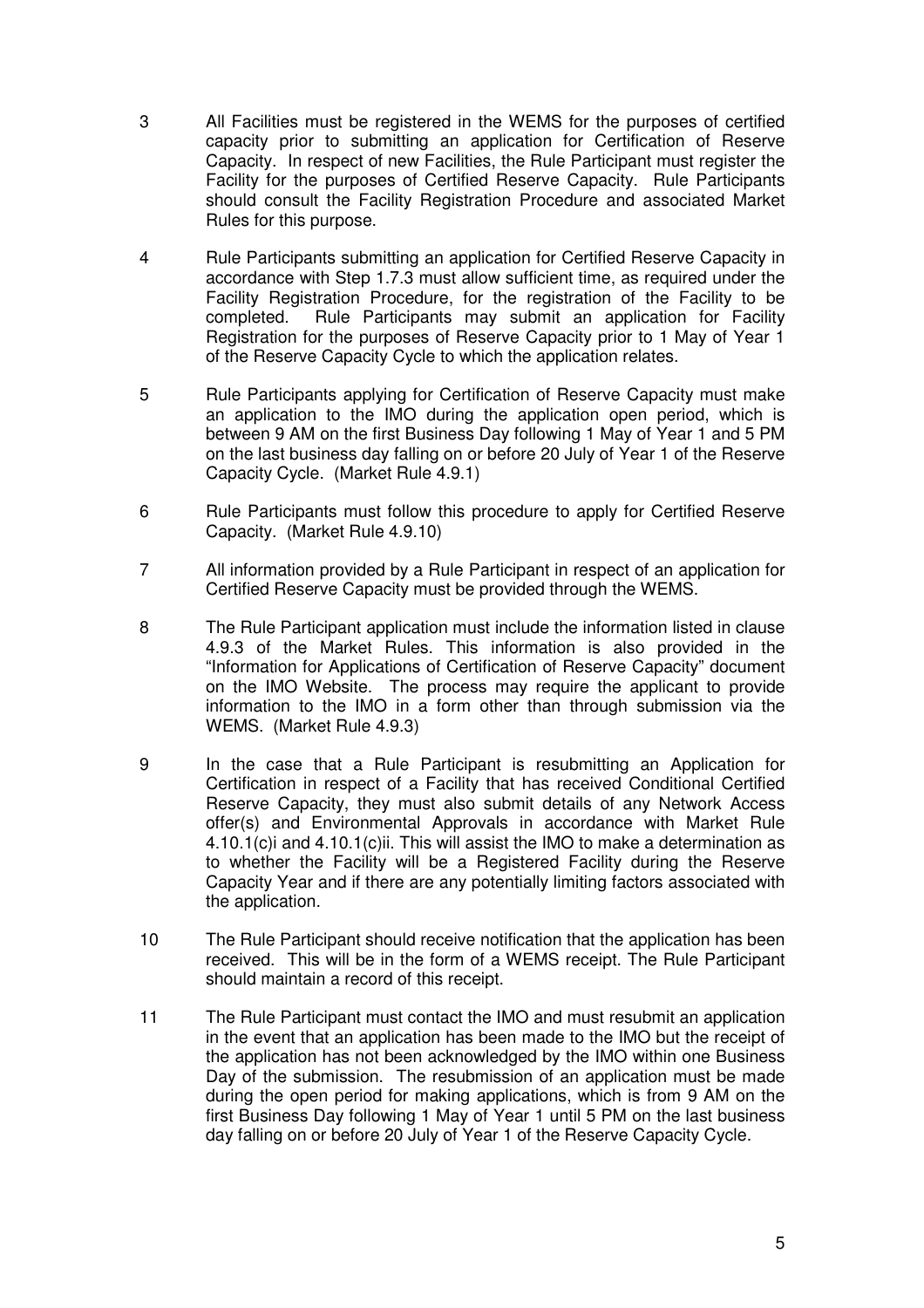3 All Facilities must be registered in the WEMS for the purposes of certified capacity prior to submitting an application for Certification of Reserve Capacity. In respect of new Facilities, the Rule Participant must register the Facility for the purposes of Certified Reserve Capacity. Rule Participants should consult the Facility Registration Procedure and associated Market Rules for this purpose.

4 Rule Participants submitting an application for Certified Reserve Capacity in accordance with Step 1.7.3 must allow sufficient time, as required under the Facility Registration Procedure, for the registration of the Facility to be completed. Rule Participants may submit an application for Facility Registration for the purposes of Reserve Capacity prior to 1 May of Year 1 of the Reserve Capacity Cycle to which the application relates.

5 Rule Participants applying for Certification of Reserve Capacity must make an application to the IMO during the application open period, which is between 9 AM on the first Business Day following 1 May of Year 1 and 5 PM on the last business day falling on or before 20 July of Year 1 of the Reserve Capacity Cycle. (Market Rule 4.9.1)

6 Rule Participants must follow this procedure to apply for Certified Reserve Capacity. (Market Rule 4.9.10)

7 All information provided by a Rule Participant in respect of an application for Certified Reserve Capacity must be provided through the WEMS.

8 The Rule Participant application must include the information listed in clause 4.9.3 of the Market Rules. This information is also provided in the "Information for Applications of Certification of Reserve Capacity" document on the IMO Website. The process may require the applicant to provide information to the IMO in a form other than through submission via the WEMS. (Market Rule 4.9.3)

9 In the case that a Rule Participant is resubmitting an Application for Certification in respect of a Facility that has received Conditional Certified Reserve Capacity, they must also submit details of any Network Access offer(s) and Environmental Approvals in accordance with Market Rule 4.10.1(c)i and 4.10.1(c)ii. This will assist the IMO to make a determination as to whether the Facility will be a Registered Facility during the Reserve Capacity Year and if there are any potentially limiting factors associated with the application.

10 The Rule Participant should receive notification that the application has been received. This will be in the form of a WEMS receipt. The Rule Participant should maintain a record of this receipt.

11 The Rule Participant must contact the IMO and must resubmit an application in the event that an application has been made to the IMO but the receipt of the application has not been acknowledged by the IMO within one Business Day of the submission. The resubmission of an application must be made during the open period for making applications, which is from 9 AM on the first Business Day following 1 May of Year 1 until 5 PM on the last business day falling on or before 20 July of Year 1 of the Reserve Capacity Cycle.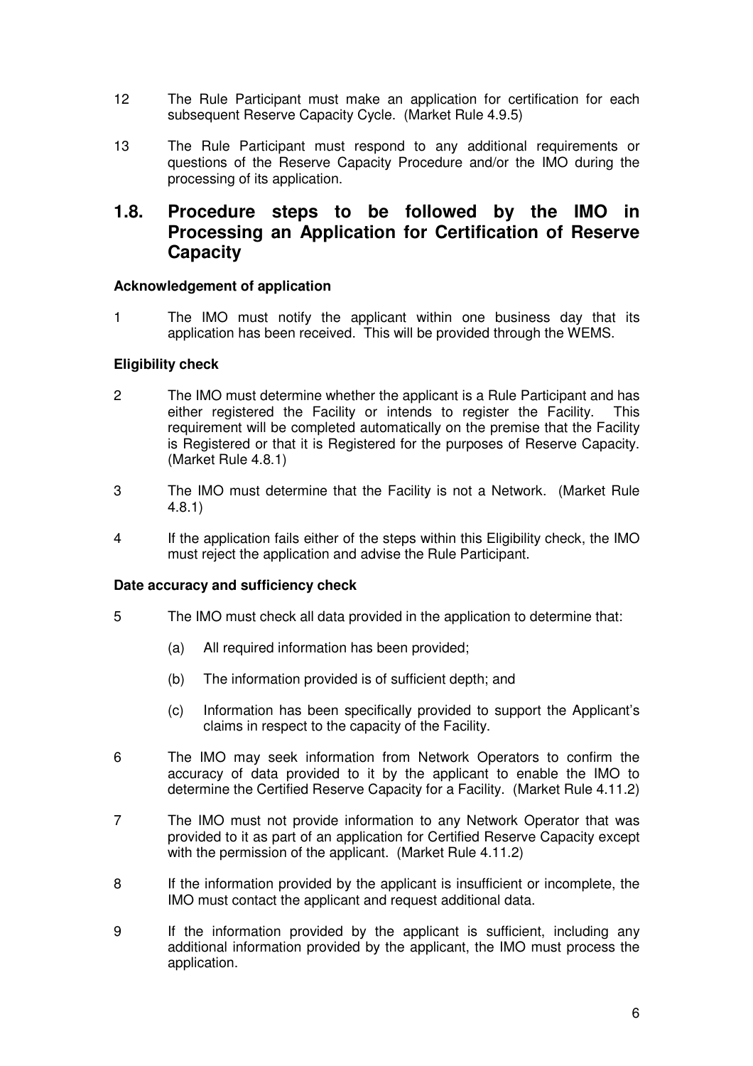12 The Rule Participant must make an application for certification for each subsequent Reserve Capacity Cycle. (Market Rule 4.9.5)

13 The Rule Participant must respond to any additional requirements or questions of the Reserve Capacity Procedure and/or the IMO during the processing of its application.

## 1.8. Procedure steps to be followed by the IMO in Processing an Application for Certification of Reserve Capacity

**Acknowledgement of application**

1 The IMO must notify the applicant within one business day that its application has been received. This will be provided through the WEMS.

**Eligibility check**

2 The IMO must determine whether the applicant is a Rule Participant and has either registered the Facility or intends to register the Facility. This requirement will be completed automatically on the premise that the Facility is Registered or that it is Registered for the purposes of Reserve Capacity. (Market Rule 4.8.1)

3 The IMO must determine that the Facility is not a Network. (Market Rule 4.8.1)

4 If the application fails either of the steps within this Eligibility check, the IMO must reject the application and advise the Rule Participant.

**Date accuracy and sufficiency check**

5 The IMO must check all data provided in the application to determine that:

(a) All required information has been provided;

(b) The information provided is of sufficient depth; and

(c) Information has been specifically provided to support the Applicant's claims in respect to the capacity of the Facility.

6 The IMO may seek information from Network Operators to confirm the accuracy of data provided to it by the applicant to enable the IMO to determine the Certified Reserve Capacity for a Facility. (Market Rule 4.11.2)

7 The IMO must not provide information to any Network Operator that was provided to it as part of an application for Certified Reserve Capacity except with the permission of the applicant. (Market Rule 4.11.2)

8 If the information provided by the applicant is insufficient or incomplete, the IMO must contact the applicant and request additional data.

9 If the information provided by the applicant is sufficient, including any additional information provided by the applicant, the IMO must process the application.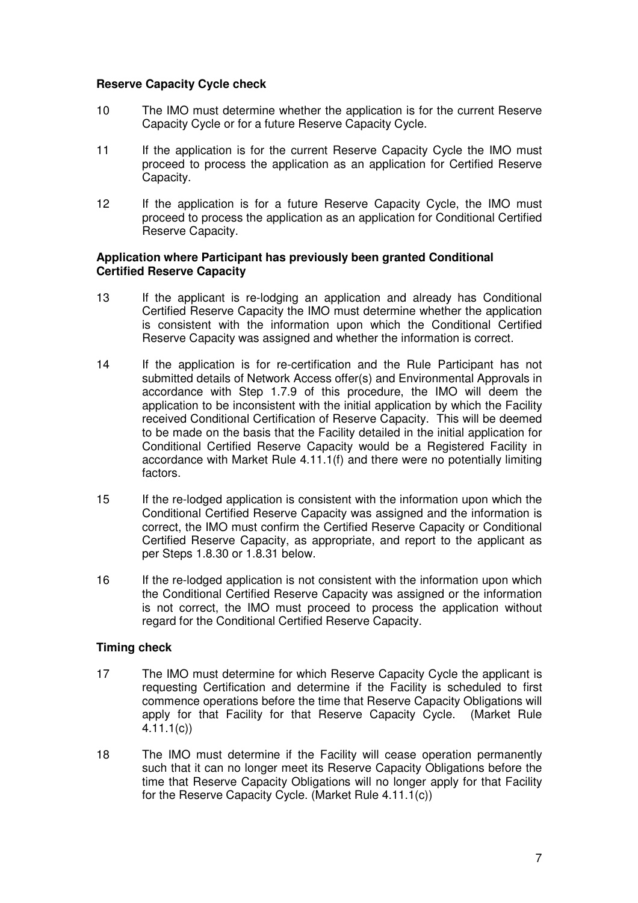**Reserve Capacity Cycle check**

10 The IMO must determine whether the application is for the current Reserve Capacity Cycle or for a future Reserve Capacity Cycle.

11 If the application is for the current Reserve Capacity Cycle the IMO must proceed to process the application as an application for Certified Reserve Capacity.

12 If the application is for a future Reserve Capacity Cycle, the IMO must proceed to process the application as an application for Conditional Certified Reserve Capacity.

**Application where Participant has previously been granted Conditional Certified Reserve Capacity**

13 If the applicant is re-lodging an application and already has Conditional Certified Reserve Capacity the IMO must determine whether the application is consistent with the information upon which the Conditional Certified Reserve Capacity was assigned and whether the information is correct.

14 If the application is for re-certification and the Rule Participant has not submitted details of Network Access offer(s) and Environmental Approvals in accordance with Step 1.7.9 of this procedure, the IMO will deem the application to be inconsistent with the initial application by which the Facility received Conditional Certification of Reserve Capacity. This will be deemed to be made on the basis that the Facility detailed in the initial application for Conditional Certified Reserve Capacity would be a Registered Facility in accordance with Market Rule 4.11.1(f) and there were no potentially limiting factors.

15 If the re-lodged application is consistent with the information upon which the Conditional Certified Reserve Capacity was assigned and the information is correct, the IMO must confirm the Certified Reserve Capacity or Conditional Certified Reserve Capacity, as appropriate, and report to the applicant as per Steps 1.8.30 or 1.8.31 below.

16 If the re-lodged application is not consistent with the information upon which the Conditional Certified Reserve Capacity was assigned or the information is not correct, the IMO must proceed to process the application without regard for the Conditional Certified Reserve Capacity.

**Timing check**

17 The IMO must determine for which Reserve Capacity Cycle the applicant is requesting Certification and determine if the Facility is scheduled to first commence operations before the time that Reserve Capacity Obligations will apply for that Facility for that Reserve Capacity Cycle. (Market Rule 4.11.1(c))

18 The IMO must determine if the Facility will cease operation permanently such that it can no longer meet its Reserve Capacity Obligations before the time that Reserve Capacity Obligations will no longer apply for that Facility for the Reserve Capacity Cycle. (Market Rule 4.11.1(c))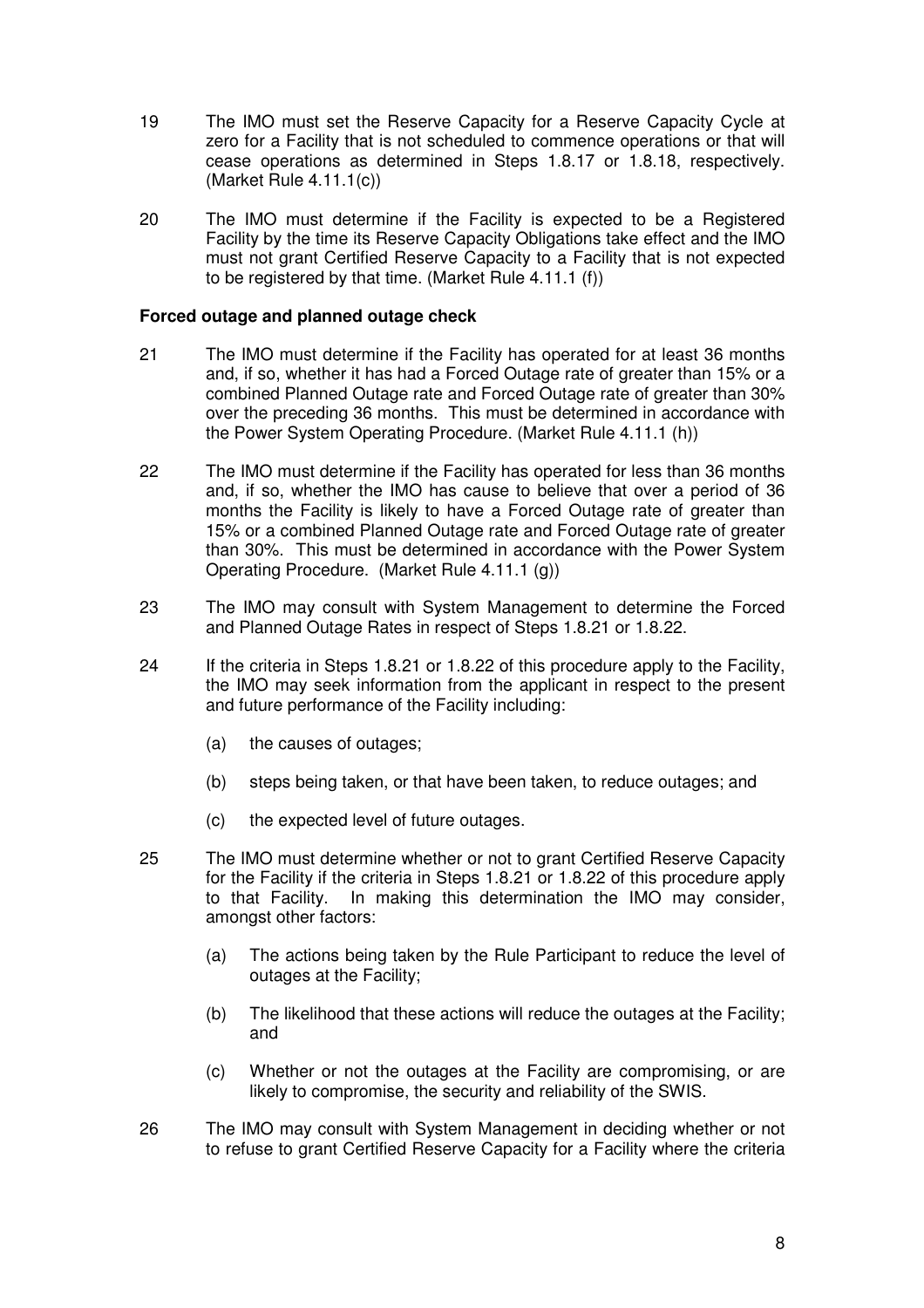19 The IMO must set the Reserve Capacity for a Reserve Capacity Cycle at zero for a Facility that is not scheduled to commence operations or that will cease operations as determined in Steps 1.8.17 or 1.8.18, respectively. (Market Rule 4.11.1(c))

20 The IMO must determine if the Facility is expected to be a Registered Facility by the time its Reserve Capacity Obligations take effect and the IMO must not grant Certified Reserve Capacity to a Facility that is not expected to be registered by that time. (Market Rule 4.11.1 (f))

**Forced outage and planned outage check**

21 The IMO must determine if the Facility has operated for at least 36 months and, if so, whether it has had a Forced Outage rate of greater than 15% or a combined Planned Outage rate and Forced Outage rate of greater than 30% over the preceding 36 months. This must be determined in accordance with the Power System Operating Procedure. (Market Rule 4.11.1 (h))

22 The IMO must determine if the Facility has operated for less than 36 months and, if so, whether the IMO has cause to believe that over a period of 36 months the Facility is likely to have a Forced Outage rate of greater than 15% or a combined Planned Outage rate and Forced Outage rate of greater than 30%. This must be determined in accordance with the Power System Operating Procedure. (Market Rule 4.11.1 (g))

23 The IMO may consult with System Management to determine the Forced and Planned Outage Rates in respect of Steps 1.8.21 or 1.8.22.

24 If the criteria in Steps 1.8.21 or 1.8.22 of this procedure apply to the Facility, the IMO may seek information from the applicant in respect to the present and future performance of the Facility including:

(a) the causes of outages;

(b) steps being taken, or that have been taken, to reduce outages; and

(c) the expected level of future outages.

25 The IMO must determine whether or not to grant Certified Reserve Capacity for the Facility if the criteria in Steps 1.8.21 or 1.8.22 of this procedure apply to that Facility. In making this determination the IMO may consider, amongst other factors:

(a) The actions being taken by the Rule Participant to reduce the level of outages at the Facility;

(b) The likelihood that these actions will reduce the outages at the Facility; and

(c) Whether or not the outages at the Facility are compromising, or are likely to compromise, the security and reliability of the SWIS.

26 The IMO may consult with System Management in deciding whether or not to refuse to grant Certified Reserve Capacity for a Facility where the criteria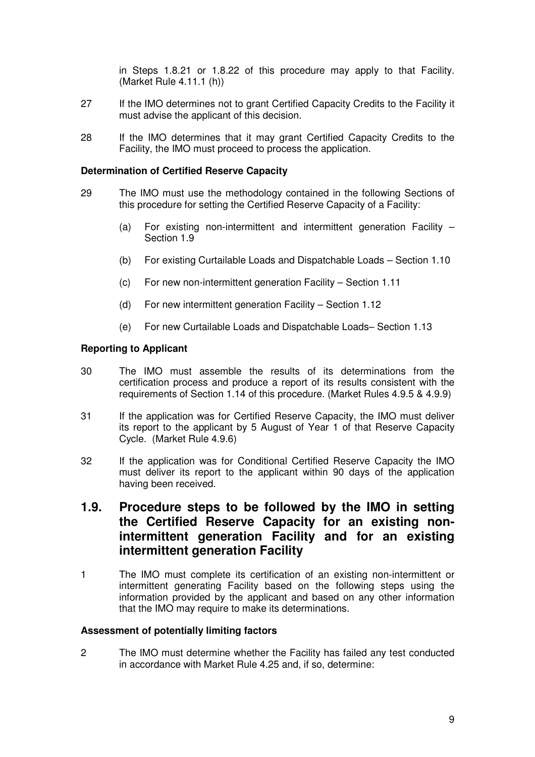in Steps 1.8.21 or 1.8.22 of this procedure may apply to that Facility. (Market Rule 4.11.1 (h))

27 If the IMO determines not to grant Certified Capacity Credits to the Facility it must advise the applicant of this decision.

28 If the IMO determines that it may grant Certified Capacity Credits to the Facility, the IMO must proceed to process the application.

**Determination of Certified Reserve Capacity**

29 The IMO must use the methodology contained in the following Sections of this procedure for setting the Certified Reserve Capacity of a Facility:

(a) For existing non-intermittent and intermittent generation Facility – Section 1.9

(b) For existing Curtailable Loads and Dispatchable Loads – Section 1.10

(c) For new non-intermittent generation Facility – Section 1.11

(d) For new intermittent generation Facility – Section 1.12

(e) For new Curtailable Loads and Dispatchable Loads– Section 1.13

**Reporting to Applicant**

30 The IMO must assemble the results of its determinations from the certification process and produce a report of its results consistent with the requirements of Section 1.14 of this procedure. (Market Rules 4.9.5 & 4.9.9)

31 If the application was for Certified Reserve Capacity, the IMO must deliver its report to the applicant by 5 August of Year 1 of that Reserve Capacity Cycle. (Market Rule 4.9.6)

32 If the application was for Conditional Certified Reserve Capacity the IMO must deliver its report to the applicant within 90 days of the application having been received.

## 1.9. Procedure steps to be followed by the IMO in setting the Certified Reserve Capacity for an existing non-intermittent generation Facility and for an existing intermittent generation Facility

1 The IMO must complete its certification of an existing non-intermittent or intermittent generating Facility based on the following steps using the information provided by the applicant and based on any other information that the IMO may require to make its determinations.

**Assessment of potentially limiting factors**

2 The IMO must determine whether the Facility has failed any test conducted in accordance with Market Rule 4.25 and, if so, determine: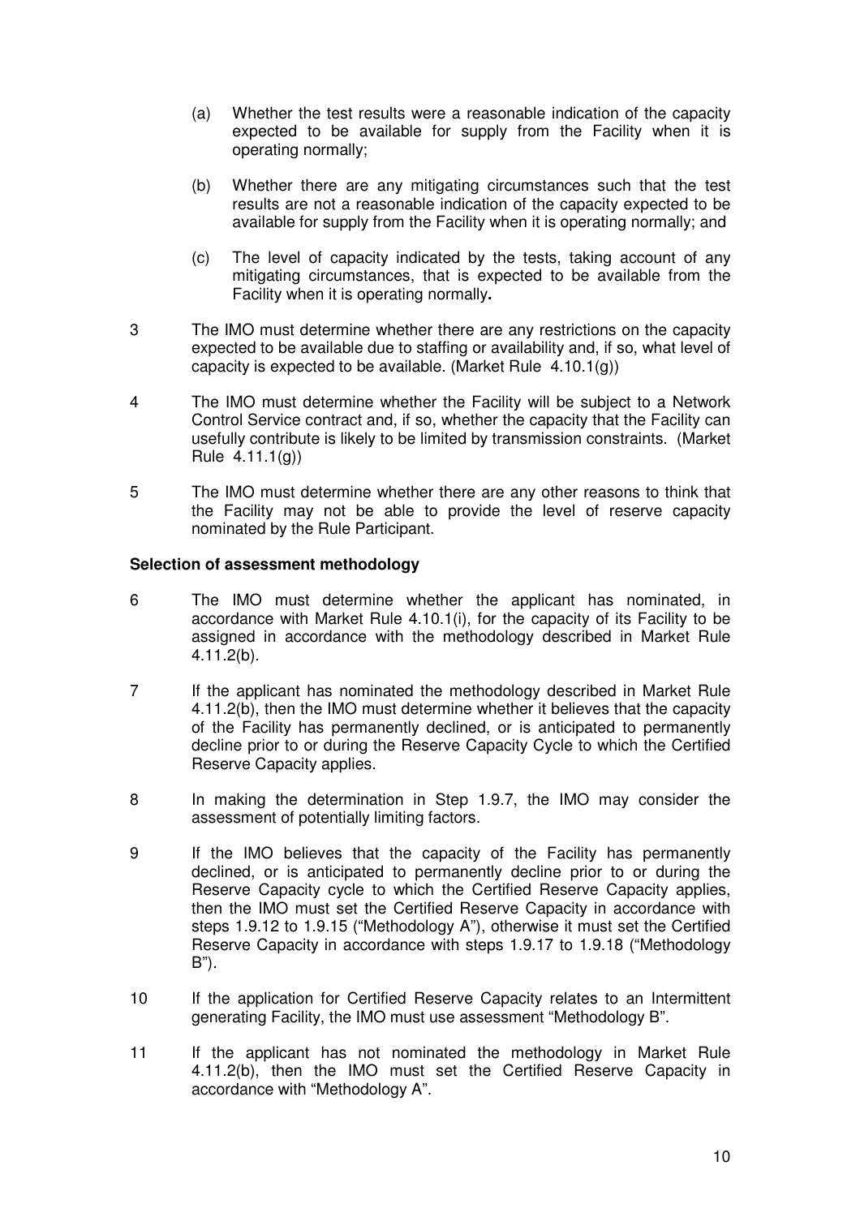(a) Whether the test results were a reasonable indication of the capacity expected to be available for supply from the Facility when it is operating normally;

(b) Whether there are any mitigating circumstances such that the test results are not a reasonable indication of the capacity expected to be available for supply from the Facility when it is operating normally; and

(c) The level of capacity indicated by the tests, taking account of any mitigating circumstances, that is expected to be available from the Facility when it is operating normally**.**

3 The IMO must determine whether there are any restrictions on the capacity expected to be available due to staffing or availability and, if so, what level of capacity is expected to be available. (Market Rule 4.10.1(g))

4 The IMO must determine whether the Facility will be subject to a Network Control Service contract and, if so, whether the capacity that the Facility can usefully contribute is likely to be limited by transmission constraints. (Market Rule 4.11.1(g))

5 The IMO must determine whether there are any other reasons to think that the Facility may not be able to provide the level of reserve capacity nominated by the Rule Participant.

**Selection of assessment methodology**

6 The IMO must determine whether the applicant has nominated, in accordance with Market Rule 4.10.1(i), for the capacity of its Facility to be assigned in accordance with the methodology described in Market Rule 4.11.2(b).

7 If the applicant has nominated the methodology described in Market Rule 4.11.2(b), then the IMO must determine whether it believes that the capacity of the Facility has permanently declined, or is anticipated to permanently decline prior to or during the Reserve Capacity Cycle to which the Certified Reserve Capacity applies.

8 In making the determination in Step 1.9.7, the IMO may consider the assessment of potentially limiting factors.

9 If the IMO believes that the capacity of the Facility has permanently declined, or is anticipated to permanently decline prior to or during the Reserve Capacity cycle to which the Certified Reserve Capacity applies, then the IMO must set the Certified Reserve Capacity in accordance with steps 1.9.12 to 1.9.15 ("Methodology A"), otherwise it must set the Certified Reserve Capacity in accordance with steps 1.9.17 to 1.9.18 ("Methodology B").

10 If the application for Certified Reserve Capacity relates to an Intermittent generating Facility, the IMO must use assessment "Methodology B".

11 If the applicant has not nominated the methodology in Market Rule 4.11.2(b), then the IMO must set the Certified Reserve Capacity in accordance with "Methodology A".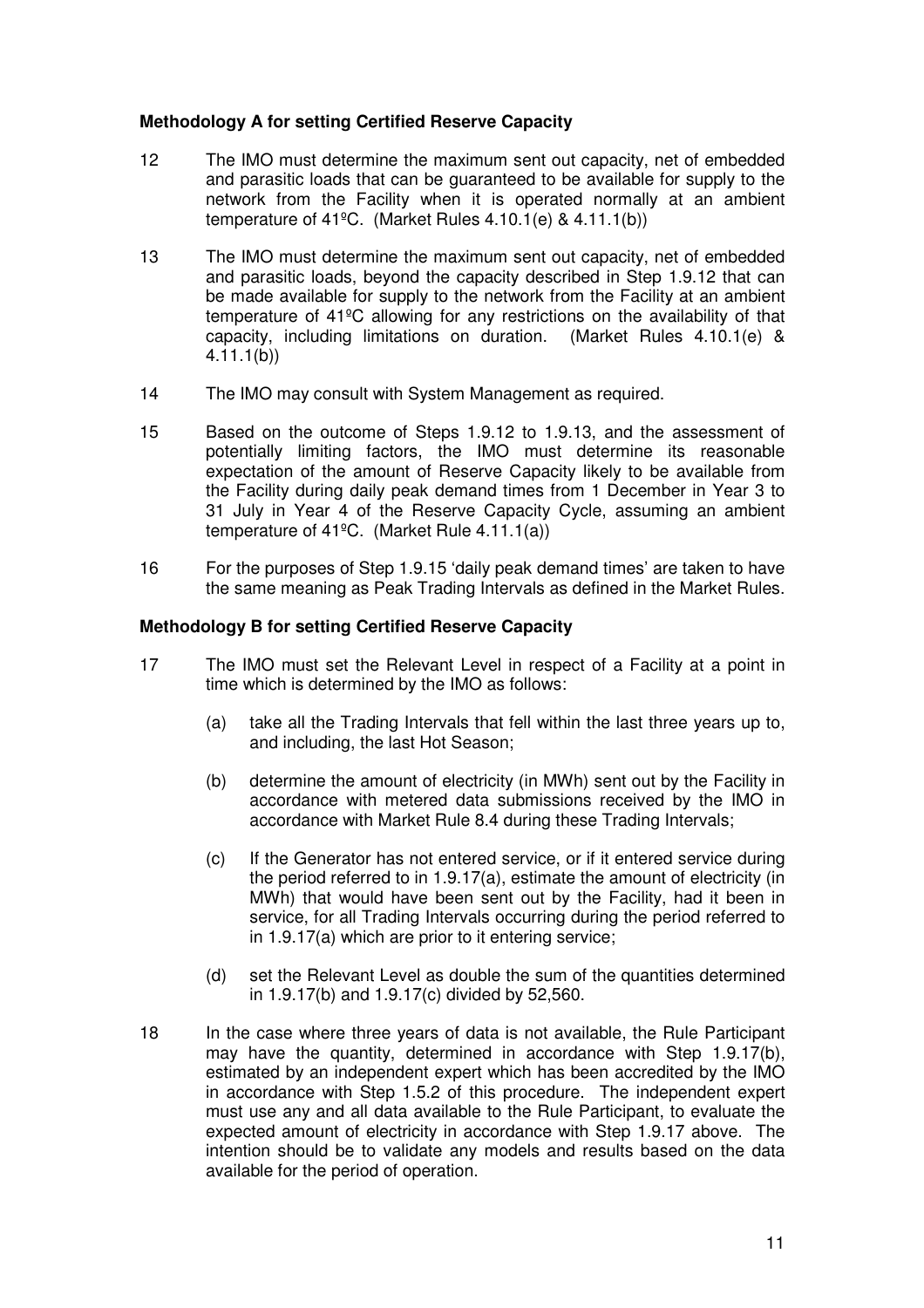**Methodology A for setting Certified Reserve Capacity**

12 The IMO must determine the maximum sent out capacity, net of embedded and parasitic loads that can be guaranteed to be available for supply to the network from the Facility when it is operated normally at an ambient temperature of 41ºC. (Market Rules 4.10.1(e) & 4.11.1(b))

13 The IMO must determine the maximum sent out capacity, net of embedded and parasitic loads, beyond the capacity described in Step 1.9.12 that can be made available for supply to the network from the Facility at an ambient temperature of 41ºC allowing for any restrictions on the availability of that capacity, including limitations on duration. (Market Rules 4.10.1(e) & 4.11.1(b))

14 The IMO may consult with System Management as required.

15 Based on the outcome of Steps 1.9.12 to 1.9.13, and the assessment of potentially limiting factors, the IMO must determine its reasonable expectation of the amount of Reserve Capacity likely to be available from the Facility during daily peak demand times from 1 December in Year 3 to 31 July in Year 4 of the Reserve Capacity Cycle, assuming an ambient temperature of 41ºC. (Market Rule 4.11.1(a))

16 For the purposes of Step 1.9.15 'daily peak demand times' are taken to have the same meaning as Peak Trading Intervals as defined in the Market Rules.

**Methodology B for setting Certified Reserve Capacity**

17 The IMO must set the Relevant Level in respect of a Facility at a point in time which is determined by the IMO as follows:

(a) take all the Trading Intervals that fell within the last three years up to, and including, the last Hot Season;

(b) determine the amount of electricity (in MWh) sent out by the Facility in accordance with metered data submissions received by the IMO in accordance with Market Rule 8.4 during these Trading Intervals;

(c) If the Generator has not entered service, or if it entered service during the period referred to in 1.9.17(a), estimate the amount of electricity (in MWh) that would have been sent out by the Facility, had it been in service, for all Trading Intervals occurring during the period referred to in 1.9.17(a) which are prior to it entering service;

(d) set the Relevant Level as double the sum of the quantities determined in 1.9.17(b) and 1.9.17(c) divided by 52,560.

18 In the case where three years of data is not available, the Rule Participant may have the quantity, determined in accordance with Step 1.9.17(b), estimated by an independent expert which has been accredited by the IMO in accordance with Step 1.5.2 of this procedure. The independent expert must use any and all data available to the Rule Participant, to evaluate the expected amount of electricity in accordance with Step 1.9.17 above. The intention should be to validate any models and results based on the data available for the period of operation.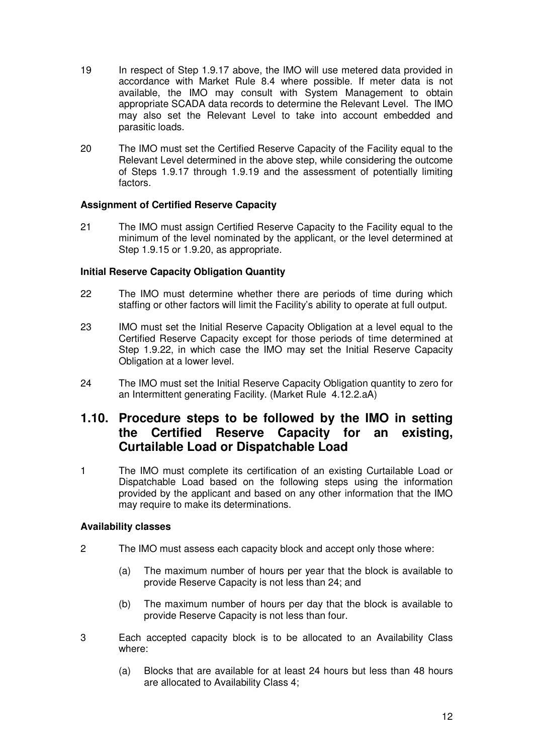19 In respect of Step 1.9.17 above, the IMO will use metered data provided in accordance with Market Rule 8.4 where possible. If meter data is not available, the IMO may consult with System Management to obtain appropriate SCADA data records to determine the Relevant Level. The IMO may also set the Relevant Level to take into account embedded and parasitic loads.

20 The IMO must set the Certified Reserve Capacity of the Facility equal to the Relevant Level determined in the above step, while considering the outcome of Steps 1.9.17 through 1.9.19 and the assessment of potentially limiting factors.

**Assignment of Certified Reserve Capacity**

21 The IMO must assign Certified Reserve Capacity to the Facility equal to the minimum of the level nominated by the applicant, or the level determined at Step 1.9.15 or 1.9.20, as appropriate.

**Initial Reserve Capacity Obligation Quantity**

22 The IMO must determine whether there are periods of time during which staffing or other factors will limit the Facility's ability to operate at full output.

23 IMO must set the Initial Reserve Capacity Obligation at a level equal to the Certified Reserve Capacity except for those periods of time determined at Step 1.9.22, in which case the IMO may set the Initial Reserve Capacity Obligation at a lower level.

24 The IMO must set the Initial Reserve Capacity Obligation quantity to zero for an Intermittent generating Facility. (Market Rule 4.12.2.aA)

## 1.10. Procedure steps to be followed by the IMO in setting the Certified Reserve Capacity for an existing, Curtailable Load or Dispatchable Load

1 The IMO must complete its certification of an existing Curtailable Load or Dispatchable Load based on the following steps using the information provided by the applicant and based on any other information that the IMO may require to make its determinations.

**Availability classes**

2 The IMO must assess each capacity block and accept only those where:

(a) The maximum number of hours per year that the block is available to provide Reserve Capacity is not less than 24; and

(b) The maximum number of hours per day that the block is available to provide Reserve Capacity is not less than four.

3 Each accepted capacity block is to be allocated to an Availability Class where:

(a) Blocks that are available for at least 24 hours but less than 48 hours are allocated to Availability Class 4;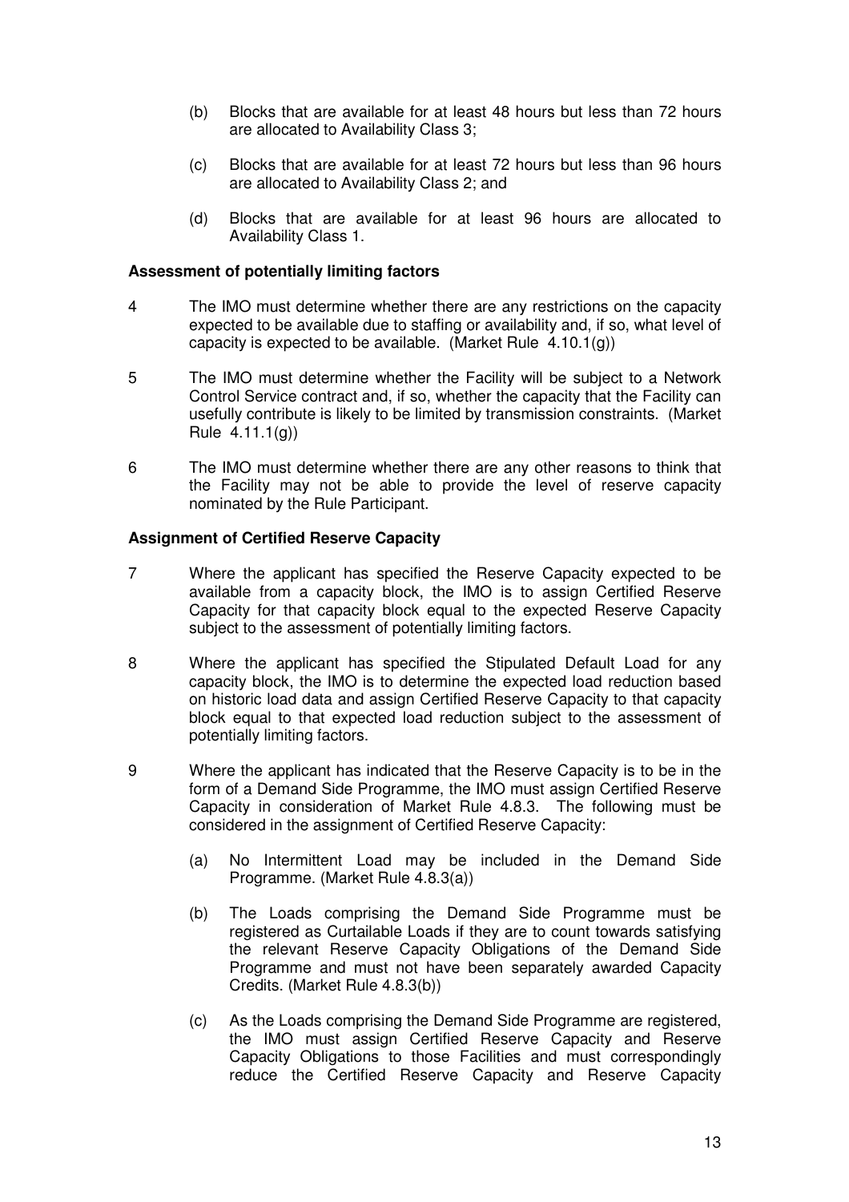(b) Blocks that are available for at least 48 hours but less than 72 hours are allocated to Availability Class 3;

(c) Blocks that are available for at least 72 hours but less than 96 hours are allocated to Availability Class 2; and

(d) Blocks that are available for at least 96 hours are allocated to Availability Class 1.

**Assessment of potentially limiting factors**

4 The IMO must determine whether there are any restrictions on the capacity expected to be available due to staffing or availability and, if so, what level of capacity is expected to be available. (Market Rule 4.10.1(g))

5 The IMO must determine whether the Facility will be subject to a Network Control Service contract and, if so, whether the capacity that the Facility can usefully contribute is likely to be limited by transmission constraints. (Market Rule 4.11.1(g))

6 The IMO must determine whether there are any other reasons to think that the Facility may not be able to provide the level of reserve capacity nominated by the Rule Participant.

**Assignment of Certified Reserve Capacity**

7 Where the applicant has specified the Reserve Capacity expected to be available from a capacity block, the IMO is to assign Certified Reserve Capacity for that capacity block equal to the expected Reserve Capacity subject to the assessment of potentially limiting factors.

8 Where the applicant has specified the Stipulated Default Load for any capacity block, the IMO is to determine the expected load reduction based on historic load data and assign Certified Reserve Capacity to that capacity block equal to that expected load reduction subject to the assessment of potentially limiting factors.

9 Where the applicant has indicated that the Reserve Capacity is to be in the form of a Demand Side Programme, the IMO must assign Certified Reserve Capacity in consideration of Market Rule 4.8.3. The following must be considered in the assignment of Certified Reserve Capacity:

(a) No Intermittent Load may be included in the Demand Side Programme. (Market Rule 4.8.3(a))

(b) The Loads comprising the Demand Side Programme must be registered as Curtailable Loads if they are to count towards satisfying the relevant Reserve Capacity Obligations of the Demand Side Programme and must not have been separately awarded Capacity Credits. (Market Rule 4.8.3(b))

(c) As the Loads comprising the Demand Side Programme are registered, the IMO must assign Certified Reserve Capacity and Reserve Capacity Obligations to those Facilities and must correspondingly reduce the Certified Reserve Capacity and Reserve Capacity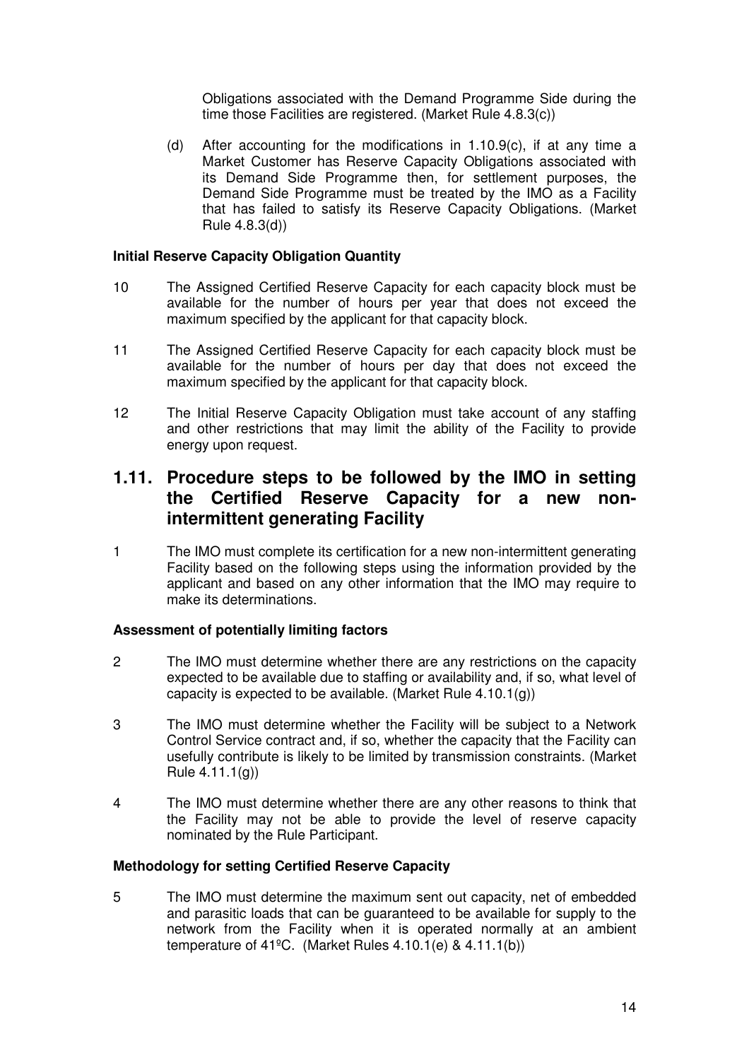Obligations associated with the Demand Programme Side during the time those Facilities are registered. (Market Rule 4.8.3(c))

(d) After accounting for the modifications in 1.10.9(c), if at any time a Market Customer has Reserve Capacity Obligations associated with its Demand Side Programme then, for settlement purposes, the Demand Side Programme must be treated by the IMO as a Facility that has failed to satisfy its Reserve Capacity Obligations. (Market Rule 4.8.3(d))

**Initial Reserve Capacity Obligation Quantity**

10 The Assigned Certified Reserve Capacity for each capacity block must be available for the number of hours per year that does not exceed the maximum specified by the applicant for that capacity block.

11 The Assigned Certified Reserve Capacity for each capacity block must be available for the number of hours per day that does not exceed the maximum specified by the applicant for that capacity block.

12 The Initial Reserve Capacity Obligation must take account of any staffing and other restrictions that may limit the ability of the Facility to provide energy upon request.

## 1.11. Procedure steps to be followed by the IMO in setting the Certified Reserve Capacity for a new non-intermittent generating Facility

1 The IMO must complete its certification for a new non-intermittent generating Facility based on the following steps using the information provided by the applicant and based on any other information that the IMO may require to make its determinations.

**Assessment of potentially limiting factors**

2 The IMO must determine whether there are any restrictions on the capacity expected to be available due to staffing or availability and, if so, what level of capacity is expected to be available. (Market Rule 4.10.1(g))

3 The IMO must determine whether the Facility will be subject to a Network Control Service contract and, if so, whether the capacity that the Facility can usefully contribute is likely to be limited by transmission constraints. (Market Rule 4.11.1(g))

4 The IMO must determine whether there are any other reasons to think that the Facility may not be able to provide the level of reserve capacity nominated by the Rule Participant.

**Methodology for setting Certified Reserve Capacity**

5 The IMO must determine the maximum sent out capacity, net of embedded and parasitic loads that can be guaranteed to be available for supply to the network from the Facility when it is operated normally at an ambient temperature of 41ºC. (Market Rules 4.10.1(e) & 4.11.1(b))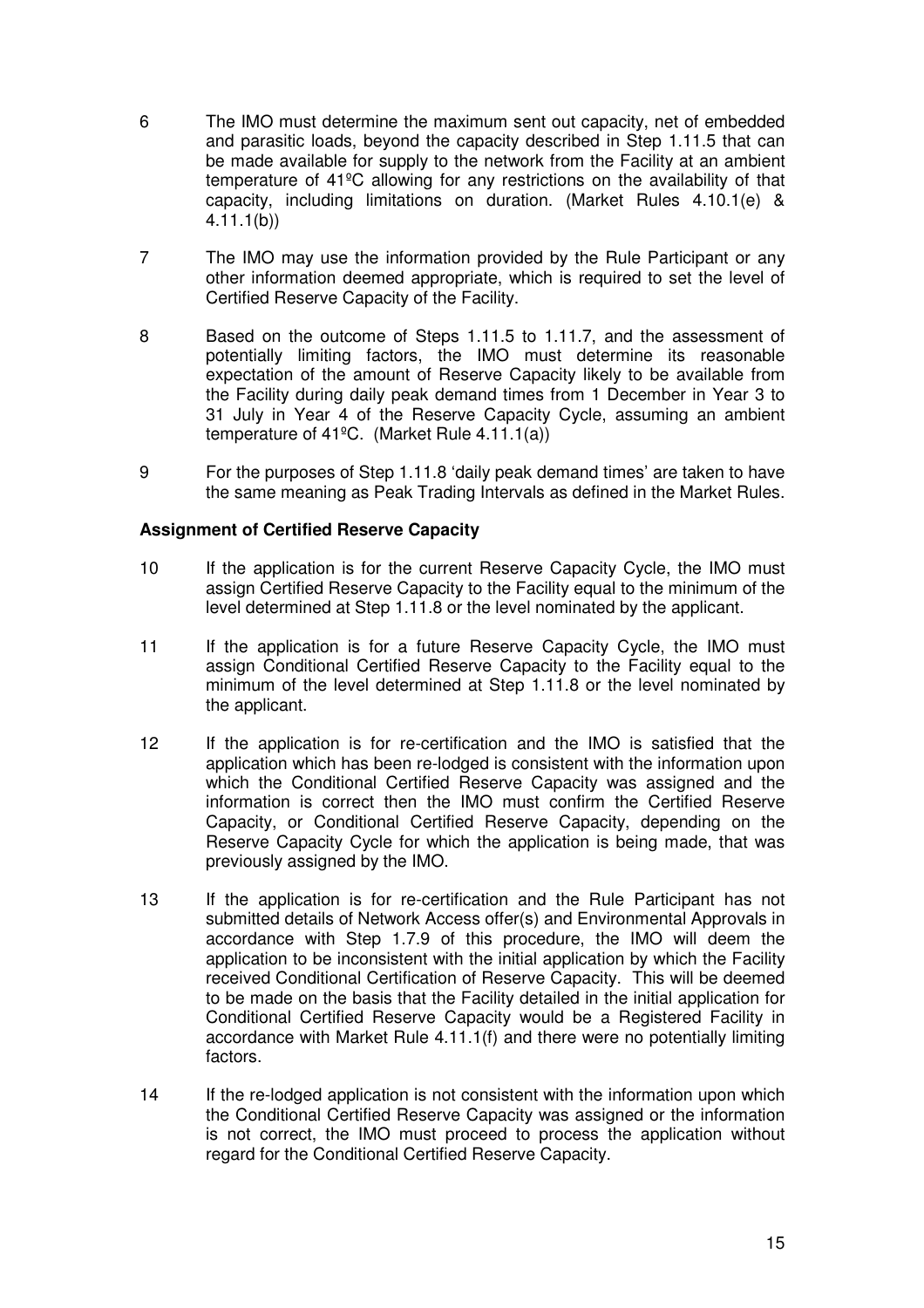6 The IMO must determine the maximum sent out capacity, net of embedded and parasitic loads, beyond the capacity described in Step 1.11.5 that can be made available for supply to the network from the Facility at an ambient temperature of 41ºC allowing for any restrictions on the availability of that capacity, including limitations on duration. (Market Rules 4.10.1(e) & 4.11.1(b))

7 The IMO may use the information provided by the Rule Participant or any other information deemed appropriate, which is required to set the level of Certified Reserve Capacity of the Facility.

8 Based on the outcome of Steps 1.11.5 to 1.11.7, and the assessment of potentially limiting factors, the IMO must determine its reasonable expectation of the amount of Reserve Capacity likely to be available from the Facility during daily peak demand times from 1 December in Year 3 to 31 July in Year 4 of the Reserve Capacity Cycle, assuming an ambient temperature of 41ºC. (Market Rule 4.11.1(a))

9 For the purposes of Step 1.11.8 'daily peak demand times' are taken to have the same meaning as Peak Trading Intervals as defined in the Market Rules.

**Assignment of Certified Reserve Capacity**

10 If the application is for the current Reserve Capacity Cycle, the IMO must assign Certified Reserve Capacity to the Facility equal to the minimum of the level determined at Step 1.11.8 or the level nominated by the applicant.

11 If the application is for a future Reserve Capacity Cycle, the IMO must assign Conditional Certified Reserve Capacity to the Facility equal to the minimum of the level determined at Step 1.11.8 or the level nominated by the applicant.

12 If the application is for re-certification and the IMO is satisfied that the application which has been re-lodged is consistent with the information upon which the Conditional Certified Reserve Capacity was assigned and the information is correct then the IMO must confirm the Certified Reserve Capacity, or Conditional Certified Reserve Capacity, depending on the Reserve Capacity Cycle for which the application is being made, that was previously assigned by the IMO.

13 If the application is for re-certification and the Rule Participant has not submitted details of Network Access offer(s) and Environmental Approvals in accordance with Step 1.7.9 of this procedure, the IMO will deem the application to be inconsistent with the initial application by which the Facility received Conditional Certification of Reserve Capacity. This will be deemed to be made on the basis that the Facility detailed in the initial application for Conditional Certified Reserve Capacity would be a Registered Facility in accordance with Market Rule 4.11.1(f) and there were no potentially limiting factors.

14 If the re-lodged application is not consistent with the information upon which the Conditional Certified Reserve Capacity was assigned or the information is not correct, the IMO must proceed to process the application without regard for the Conditional Certified Reserve Capacity.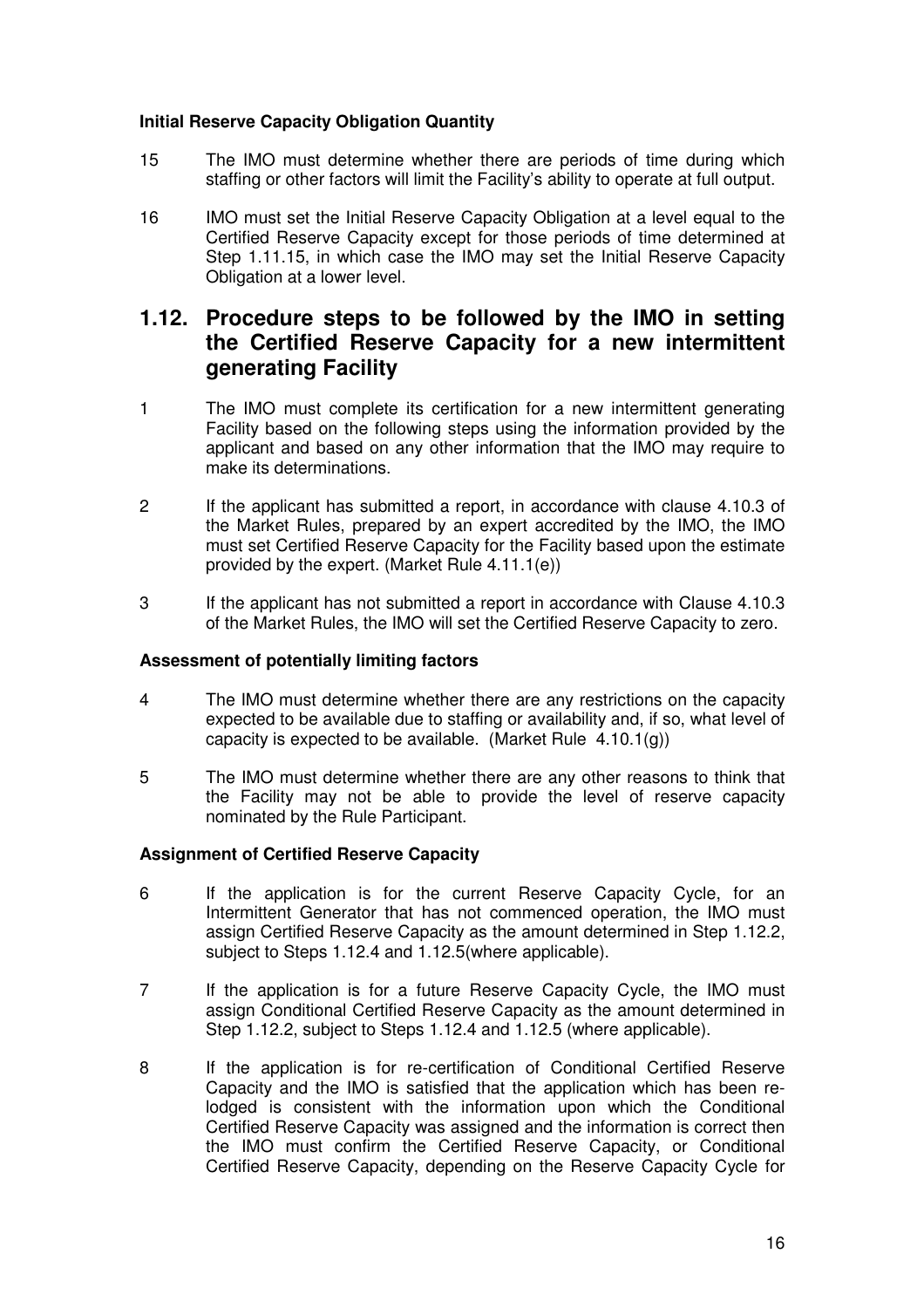**Initial Reserve Capacity Obligation Quantity**

15 The IMO must determine whether there are periods of time during which staffing or other factors will limit the Facility's ability to operate at full output.

16 IMO must set the Initial Reserve Capacity Obligation at a level equal to the Certified Reserve Capacity except for those periods of time determined at Step 1.11.15, in which case the IMO may set the Initial Reserve Capacity Obligation at a lower level.

## 1.12. Procedure steps to be followed by the IMO in setting the Certified Reserve Capacity for a new intermittent generating Facility

1 The IMO must complete its certification for a new intermittent generating Facility based on the following steps using the information provided by the applicant and based on any other information that the IMO may require to make its determinations.

2 If the applicant has submitted a report, in accordance with clause 4.10.3 of the Market Rules, prepared by an expert accredited by the IMO, the IMO must set Certified Reserve Capacity for the Facility based upon the estimate provided by the expert. (Market Rule 4.11.1(e))

3 If the applicant has not submitted a report in accordance with Clause 4.10.3 of the Market Rules, the IMO will set the Certified Reserve Capacity to zero.

**Assessment of potentially limiting factors**

4 The IMO must determine whether there are any restrictions on the capacity expected to be available due to staffing or availability and, if so, what level of capacity is expected to be available. (Market Rule 4.10.1(g))

5 The IMO must determine whether there are any other reasons to think that the Facility may not be able to provide the level of reserve capacity nominated by the Rule Participant.

**Assignment of Certified Reserve Capacity**

6 If the application is for the current Reserve Capacity Cycle, for an Intermittent Generator that has not commenced operation, the IMO must assign Certified Reserve Capacity as the amount determined in Step 1.12.2, subject to Steps 1.12.4 and 1.12.5(where applicable).

7 If the application is for a future Reserve Capacity Cycle, the IMO must assign Conditional Certified Reserve Capacity as the amount determined in Step 1.12.2, subject to Steps 1.12.4 and 1.12.5 (where applicable).

8 If the application is for re-certification of Conditional Certified Reserve Capacity and the IMO is satisfied that the application which has been re-lodged is consistent with the information upon which the Conditional Certified Reserve Capacity was assigned and the information is correct then the IMO must confirm the Certified Reserve Capacity, or Conditional Certified Reserve Capacity, depending on the Reserve Capacity Cycle for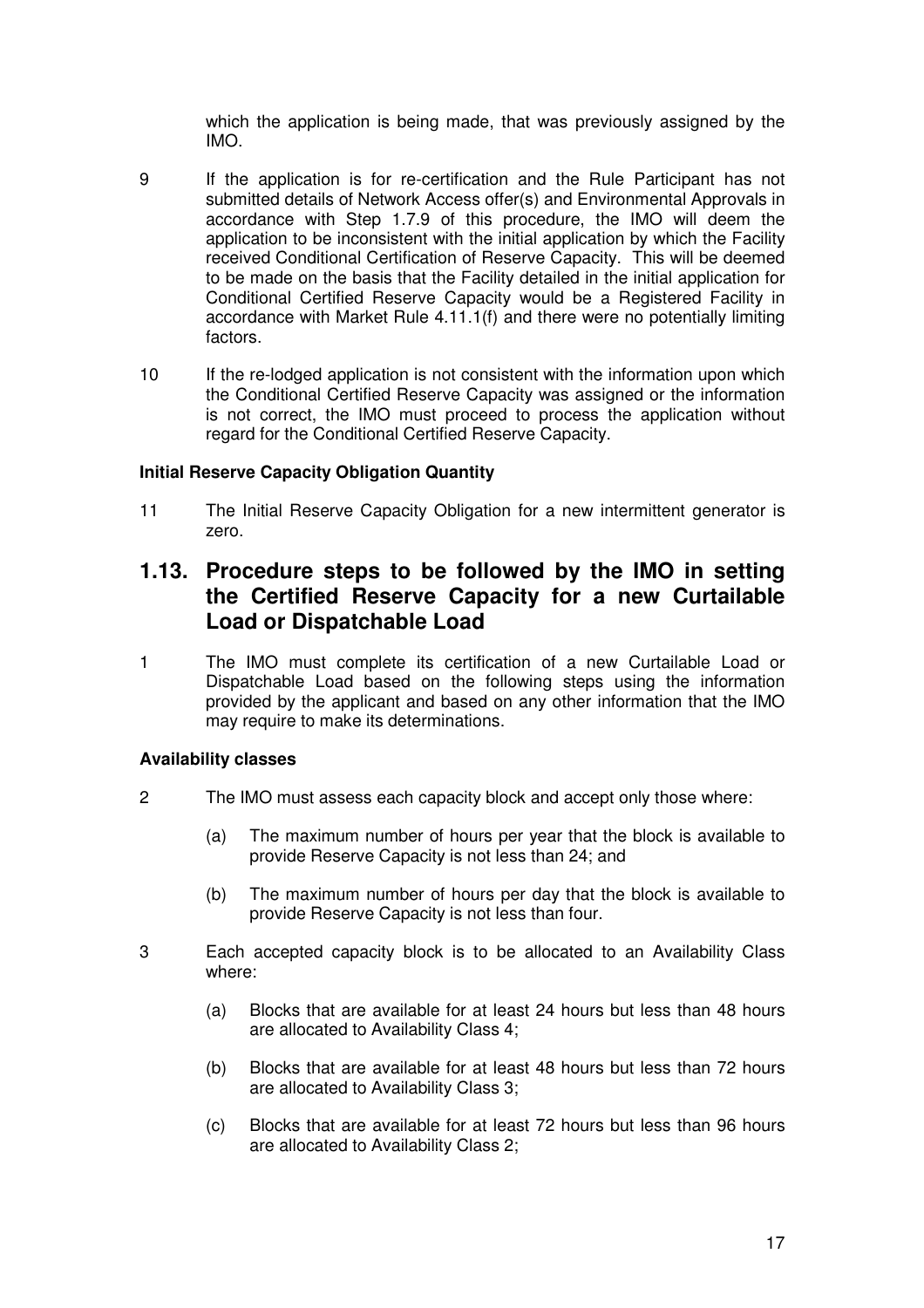which the application is being made, that was previously assigned by the IMO.

9 If the application is for re-certification and the Rule Participant has not submitted details of Network Access offer(s) and Environmental Approvals in accordance with Step 1.7.9 of this procedure, the IMO will deem the application to be inconsistent with the initial application by which the Facility received Conditional Certification of Reserve Capacity. This will be deemed to be made on the basis that the Facility detailed in the initial application for Conditional Certified Reserve Capacity would be a Registered Facility in accordance with Market Rule 4.11.1(f) and there were no potentially limiting factors.

10 If the re-lodged application is not consistent with the information upon which the Conditional Certified Reserve Capacity was assigned or the information is not correct, the IMO must proceed to process the application without regard for the Conditional Certified Reserve Capacity.

**Initial Reserve Capacity Obligation Quantity**

11 The Initial Reserve Capacity Obligation for a new intermittent generator is zero.

## 1.13. Procedure steps to be followed by the IMO in setting the Certified Reserve Capacity for a new Curtailable Load or Dispatchable Load

1 The IMO must complete its certification of a new Curtailable Load or Dispatchable Load based on the following steps using the information provided by the applicant and based on any other information that the IMO may require to make its determinations.

**Availability classes**

2 The IMO must assess each capacity block and accept only those where:

- (a) The maximum number of hours per year that the block is available to provide Reserve Capacity is not less than 24; and
- (b) The maximum number of hours per day that the block is available to provide Reserve Capacity is not less than four.

3 Each accepted capacity block is to be allocated to an Availability Class where:

- (a) Blocks that are available for at least 24 hours but less than 48 hours are allocated to Availability Class 4;
- (b) Blocks that are available for at least 48 hours but less than 72 hours are allocated to Availability Class 3;
- (c) Blocks that are available for at least 72 hours but less than 96 hours are allocated to Availability Class 2;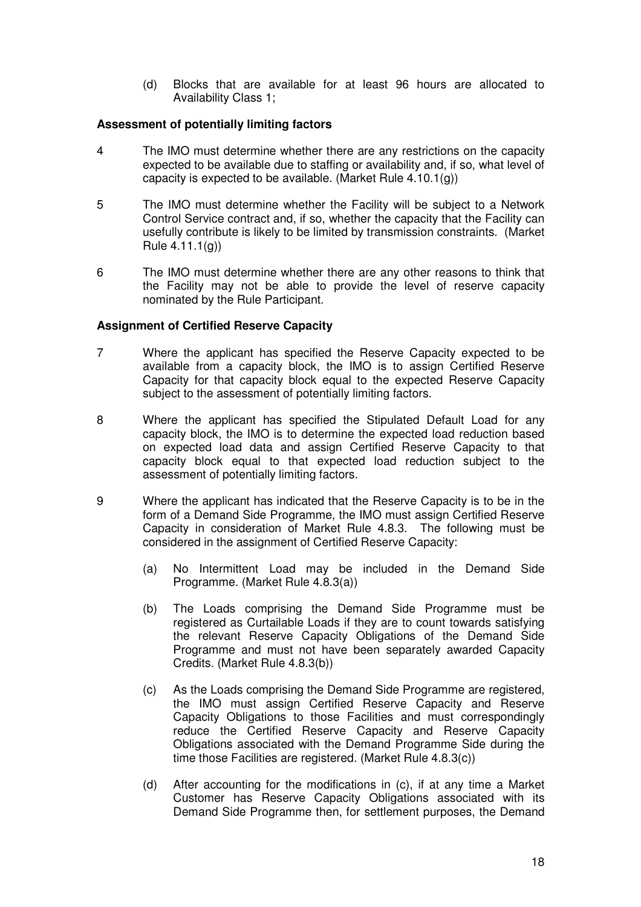(d) Blocks that are available for at least 96 hours are allocated to Availability Class 1;

**Assessment of potentially limiting factors**

4 The IMO must determine whether there are any restrictions on the capacity expected to be available due to staffing or availability and, if so, what level of capacity is expected to be available. (Market Rule 4.10.1(g))

5 The IMO must determine whether the Facility will be subject to a Network Control Service contract and, if so, whether the capacity that the Facility can usefully contribute is likely to be limited by transmission constraints. (Market Rule 4.11.1(g))

6 The IMO must determine whether there are any other reasons to think that the Facility may not be able to provide the level of reserve capacity nominated by the Rule Participant.

**Assignment of Certified Reserve Capacity**

7 Where the applicant has specified the Reserve Capacity expected to be available from a capacity block, the IMO is to assign Certified Reserve Capacity for that capacity block equal to the expected Reserve Capacity subject to the assessment of potentially limiting factors.

8 Where the applicant has specified the Stipulated Default Load for any capacity block, the IMO is to determine the expected load reduction based on expected load data and assign Certified Reserve Capacity to that capacity block equal to that expected load reduction subject to the assessment of potentially limiting factors.

9 Where the applicant has indicated that the Reserve Capacity is to be in the form of a Demand Side Programme, the IMO must assign Certified Reserve Capacity in consideration of Market Rule 4.8.3. The following must be considered in the assignment of Certified Reserve Capacity:

(a) No Intermittent Load may be included in the Demand Side Programme. (Market Rule 4.8.3(a))

(b) The Loads comprising the Demand Side Programme must be registered as Curtailable Loads if they are to count towards satisfying the relevant Reserve Capacity Obligations of the Demand Side Programme and must not have been separately awarded Capacity Credits. (Market Rule 4.8.3(b))

(c) As the Loads comprising the Demand Side Programme are registered, the IMO must assign Certified Reserve Capacity and Reserve Capacity Obligations to those Facilities and must correspondingly reduce the Certified Reserve Capacity and Reserve Capacity Obligations associated with the Demand Programme Side during the time those Facilities are registered. (Market Rule 4.8.3(c))

(d) After accounting for the modifications in (c), if at any time a Market Customer has Reserve Capacity Obligations associated with its Demand Side Programme then, for settlement purposes, the Demand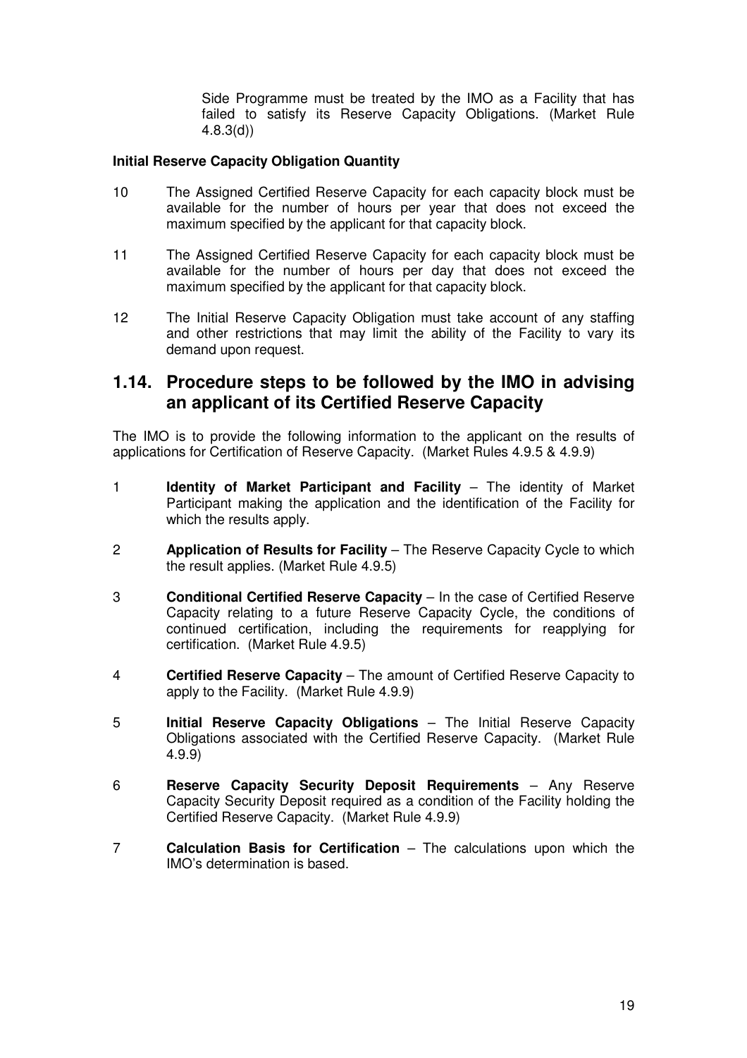Side Programme must be treated by the IMO as a Facility that has failed to satisfy its Reserve Capacity Obligations. (Market Rule 4.8.3(d))

**Initial Reserve Capacity Obligation Quantity**

10 The Assigned Certified Reserve Capacity for each capacity block must be available for the number of hours per year that does not exceed the maximum specified by the applicant for that capacity block.

11 The Assigned Certified Reserve Capacity for each capacity block must be available for the number of hours per day that does not exceed the maximum specified by the applicant for that capacity block.

12 The Initial Reserve Capacity Obligation must take account of any staffing and other restrictions that may limit the ability of the Facility to vary its demand upon request.

## 1.14. Procedure steps to be followed by the IMO in advising an applicant of its Certified Reserve Capacity

The IMO is to provide the following information to the applicant on the results of applications for Certification of Reserve Capacity. (Market Rules 4.9.5 & 4.9.9)

1 **Identity of Market Participant and Facility** – The identity of Market Participant making the application and the identification of the Facility for which the results apply.

2 **Application of Results for Facility** – The Reserve Capacity Cycle to which the result applies. (Market Rule 4.9.5)

3 **Conditional Certified Reserve Capacity** – In the case of Certified Reserve Capacity relating to a future Reserve Capacity Cycle, the conditions of continued certification, including the requirements for reapplying for certification. (Market Rule 4.9.5)

4 **Certified Reserve Capacity** – The amount of Certified Reserve Capacity to apply to the Facility. (Market Rule 4.9.9)

5 **Initial Reserve Capacity Obligations** – The Initial Reserve Capacity Obligations associated with the Certified Reserve Capacity. (Market Rule 4.9.9)

6 **Reserve Capacity Security Deposit Requirements** – Any Reserve Capacity Security Deposit required as a condition of the Facility holding the Certified Reserve Capacity. (Market Rule 4.9.9)

7 **Calculation Basis for Certification** – The calculations upon which the IMO's determination is based.